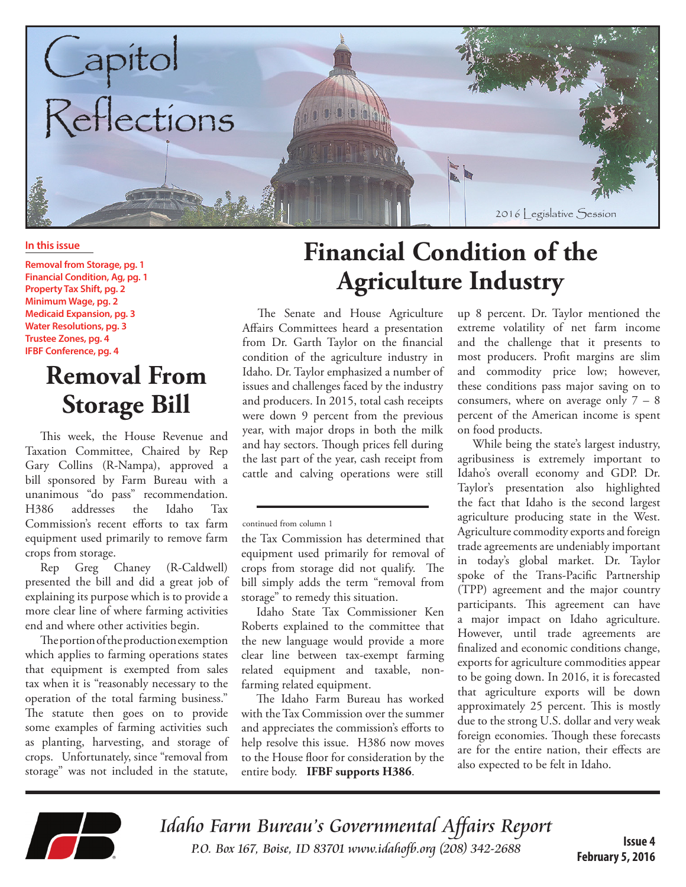# Capitol Reflections

2016 Legislative Session

**In this issue**

- Removal from Storage, pg. 1
- Financial Condition, Ag, pg. 1
- Property Tax Shift, pg. 2
- Minimum Wage, pg. 2
- Medicaid Expansion, pg. 3
- Water Resolutions, pg. 3
- Trustee Zones, pg. 4
- IFBF Conference, pg. 4

## Removal From Storage Bill

This week, the House Revenue and Taxation Committee, Chaired by Rep Gary Collins (R-Nampa), approved a bill sponsored by Farm Bureau with a unanimous "do pass" recommendation. H386 addresses the Idaho Tax Commission's recent efforts to tax farm equipment used primarily to remove farm crops from storage.

Rep Greg Chaney (R-Caldwell) presented the bill and did a great job of explaining its purpose which is to provide a more clear line of where farming activities end and where other activities begin.

The portion of the production exemption which applies to farming operations states that equipment is exempted from sales tax when it is "reasonably necessary to the operation of the total farming business." The statute then goes on to provide some examples of farming activities such as planting, harvesting, and storage of crops. Unfortunately, since "removal from storage" was not included in the statute, the Tax Commission has determined that equipment used primarily for removal of crops from storage did not qualify. The bill simply adds the term "removal from storage" to remedy this situation.

Idaho State Tax Commissioner Ken Roberts explained to the committee that the new language would provide a more clear line between tax-exempt farming related equipment and taxable, non-farming related equipment.

The Idaho Farm Bureau has worked with the Tax Commission over the summer and appreciates the commission's efforts to help resolve this issue. H386 now moves to the House floor for consideration by the entire body. **IFBF supports H386**.

## Financial Condition of the Agriculture Industry

The Senate and House Agriculture Affairs Committees heard a presentation from Dr. Garth Taylor on the financial condition of the agriculture industry in Idaho. Dr. Taylor emphasized a number of issues and challenges faced by the industry and producers. In 2015, total cash receipts were down 9 percent from the previous year, with major drops in both the milk and hay sectors. Though prices fell during the last part of the year, cash receipt from cattle and calving operations were still up 8 percent. Dr. Taylor mentioned the extreme volatility of net farm income and the challenge that it presents to most producers. Profit margins are slim and commodity price low; however, these conditions pass major saving on to consumers, where on average only 7 – 8 percent of the American income is spent on food products.

While being the state's largest industry, agribusiness is extremely important to Idaho's overall economy and GDP. Dr. Taylor's presentation also highlighted the fact that Idaho is the second largest agriculture producing state in the West. Agriculture commodity exports and foreign trade agreements are undeniably important in today's global market. Dr. Taylor spoke of the Trans-Pacific Partnership (TPP) agreement and the major country participants. This agreement can have a major impact on Idaho agriculture. However, until trade agreements are finalized and economic conditions change, exports for agriculture commodities appear to be going down. In 2016, it is forecasted that agriculture exports will be down approximately 25 percent. This is mostly due to the strong U.S. dollar and very weak foreign economies. Though these forecasts are for the entire nation, their effects are also expected to be felt in Idaho.

*Idaho Farm Bureau's Governmental Affairs Report*
*P.O. Box 167, Boise, ID 83701 www.idahofb.org (208) 342-2688*

**Issue 4**
**February 5, 2016**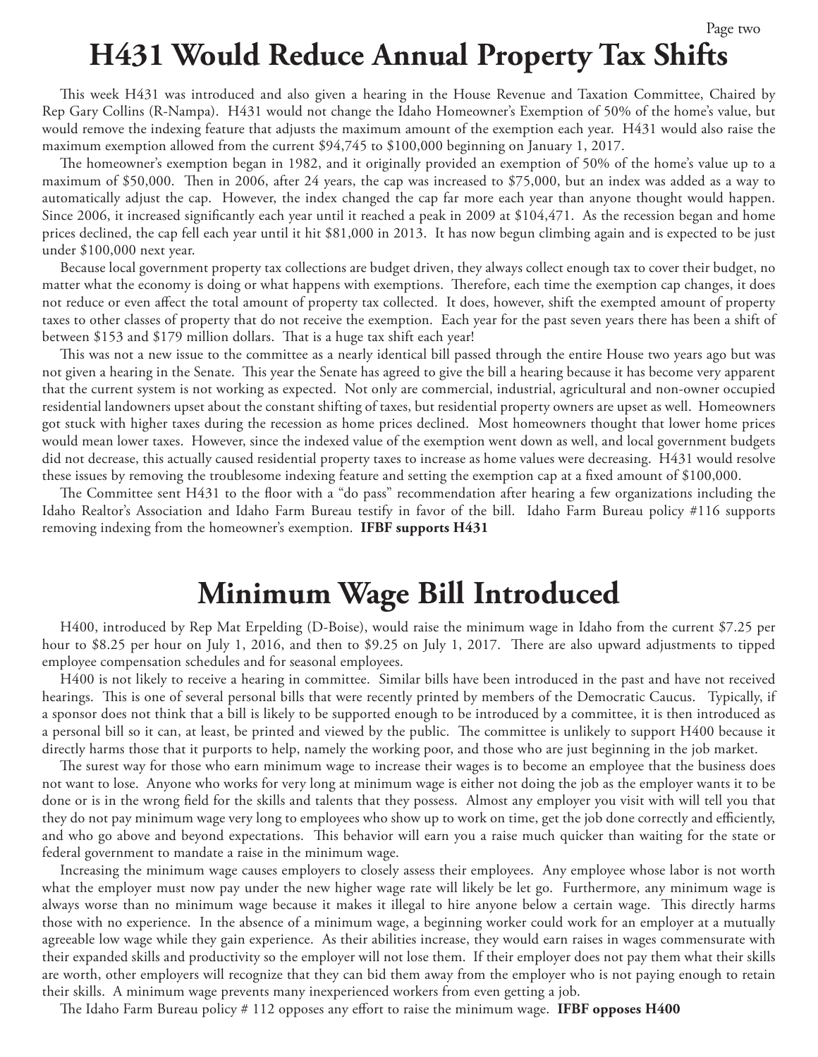# H431 Would Reduce Annual Property Tax Shifts

This week H431 was introduced and also given a hearing in the House Revenue and Taxation Committee, Chaired by Rep Gary Collins (R-Nampa). H431 would not change the Idaho Homeowner's Exemption of 50% of the home's value, but would remove the indexing feature that adjusts the maximum amount of the exemption each year. H431 would also raise the maximum exemption allowed from the current $94,745 to $100,000 beginning on January 1, 2017.

The homeowner's exemption began in 1982, and it originally provided an exemption of 50% of the home's value up to a maximum of $50,000. Then in 2006, after 24 years, the cap was increased to $75,000, but an index was added as a way to automatically adjust the cap. However, the index changed the cap far more each year than anyone thought would happen. Since 2006, it increased significantly each year until it reached a peak in 2009 at $104,471. As the recession began and home prices declined, the cap fell each year until it hit $81,000 in 2013. It has now begun climbing again and is expected to be just under $100,000 next year.

Because local government property tax collections are budget driven, they always collect enough tax to cover their budget, no matter what the economy is doing or what happens with exemptions. Therefore, each time the exemption cap changes, it does not reduce or even affect the total amount of property tax collected. It does, however, shift the exempted amount of property taxes to other classes of property that do not receive the exemption. Each year for the past seven years there has been a shift of between $153 and $179 million dollars. That is a huge tax shift each year!

This was not a new issue to the committee as a nearly identical bill passed through the entire House two years ago but was not given a hearing in the Senate. This year the Senate has agreed to give the bill a hearing because it has become very apparent that the current system is not working as expected. Not only are commercial, industrial, agricultural and non-owner occupied residential landowners upset about the constant shifting of taxes, but residential property owners are upset as well. Homeowners got stuck with higher taxes during the recession as home prices declined. Most homeowners thought that lower home prices would mean lower taxes. However, since the indexed value of the exemption went down as well, and local government budgets did not decrease, this actually caused residential property taxes to increase as home values were decreasing. H431 would resolve these issues by removing the troublesome indexing feature and setting the exemption cap at a fixed amount of $100,000.

The Committee sent H431 to the floor with a "do pass" recommendation after hearing a few organizations including the Idaho Realtor's Association and Idaho Farm Bureau testify in favor of the bill. Idaho Farm Bureau policy #116 supports removing indexing from the homeowner's exemption. **IFBF supports H431**

# Minimum Wage Bill Introduced

H400, introduced by Rep Mat Erpelding (D-Boise), would raise the minimum wage in Idaho from the current $7.25 per hour to $8.25 per hour on July 1, 2016, and then to $9.25 on July 1, 2017. There are also upward adjustments to tipped employee compensation schedules and for seasonal employees.

H400 is not likely to receive a hearing in committee. Similar bills have been introduced in the past and have not received hearings. This is one of several personal bills that were recently printed by members of the Democratic Caucus. Typically, if a sponsor does not think that a bill is likely to be supported enough to be introduced by a committee, it is then introduced as a personal bill so it can, at least, be printed and viewed by the public. The committee is unlikely to support H400 because it directly harms those that it purports to help, namely the working poor, and those who are just beginning in the job market.

The surest way for those who earn minimum wage to increase their wages is to become an employee that the business does not want to lose. Anyone who works for very long at minimum wage is either not doing the job as the employer wants it to be done or is in the wrong field for the skills and talents that they possess. Almost any employer you visit with will tell you that they do not pay minimum wage very long to employees who show up to work on time, get the job done correctly and efficiently, and who go above and beyond expectations. This behavior will earn you a raise much quicker than waiting for the state or federal government to mandate a raise in the minimum wage.

Increasing the minimum wage causes employers to closely assess their employees. Any employee whose labor is not worth what the employer must now pay under the new higher wage rate will likely be let go. Furthermore, any minimum wage is always worse than no minimum wage because it makes it illegal to hire anyone below a certain wage. This directly harms those with no experience. In the absence of a minimum wage, a beginning worker could work for an employer at a mutually agreeable low wage while they gain experience. As their abilities increase, they would earn raises in wages commensurate with their expanded skills and productivity so the employer will not lose them. If their employer does not pay them what their skills are worth, other employers will recognize that they can bid them away from the employer who is not paying enough to retain their skills. A minimum wage prevents many inexperienced workers from even getting a job.

The Idaho Farm Bureau policy # 112 opposes any effort to raise the minimum wage. **IFBF opposes H400**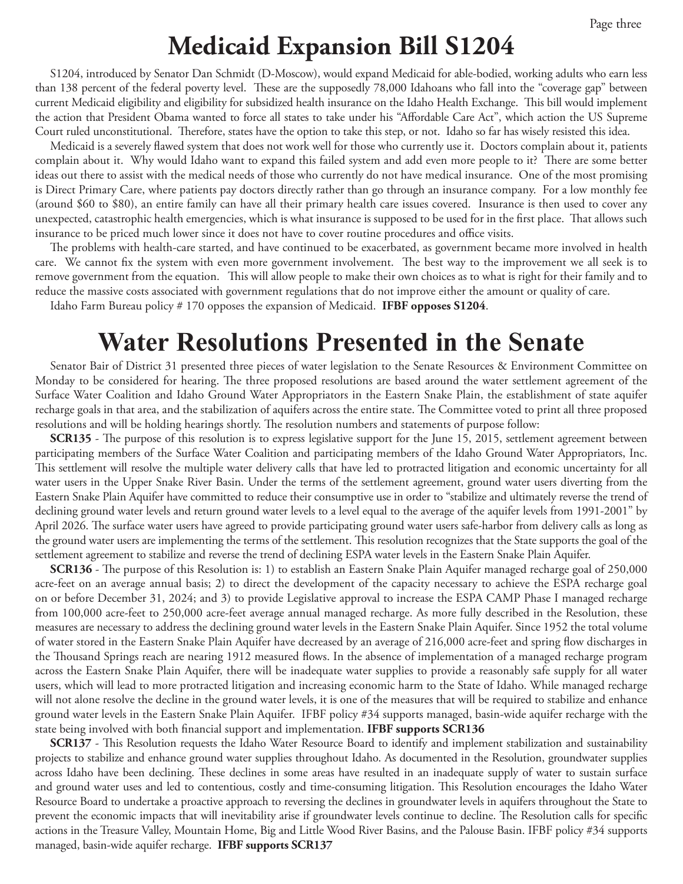# Medicaid Expansion Bill S1204

S1204, introduced by Senator Dan Schmidt (D-Moscow), would expand Medicaid for able-bodied, working adults who earn less than 138 percent of the federal poverty level. These are the supposedly 78,000 Idahoans who fall into the "coverage gap" between current Medicaid eligibility and eligibility for subsidized health insurance on the Idaho Health Exchange. This bill would implement the action that President Obama wanted to force all states to take under his "Affordable Care Act", which action the US Supreme Court ruled unconstitutional. Therefore, states have the option to take this step, or not. Idaho so far has wisely resisted this idea.

Medicaid is a severely flawed system that does not work well for those who currently use it. Doctors complain about it, patients complain about it. Why would Idaho want to expand this failed system and add even more people to it? There are some better ideas out there to assist with the medical needs of those who currently do not have medical insurance. One of the most promising is Direct Primary Care, where patients pay doctors directly rather than go through an insurance company. For a low monthly fee (around $60 to $80), an entire family can have all their primary health care issues covered. Insurance is then used to cover any unexpected, catastrophic health emergencies, which is what insurance is supposed to be used for in the first place. That allows such insurance to be priced much lower since it does not have to cover routine procedures and office visits.

The problems with health-care started, and have continued to be exacerbated, as government became more involved in health care. We cannot fix the system with even more government involvement. The best way to the improvement we all seek is to remove government from the equation. This will allow people to make their own choices as to what is right for their family and to reduce the massive costs associated with government regulations that do not improve either the amount or quality of care.

Idaho Farm Bureau policy # 170 opposes the expansion of Medicaid. **IFBF opposes S1204**.

# Water Resolutions Presented in the Senate

Senator Bair of District 31 presented three pieces of water legislation to the Senate Resources & Environment Committee on Monday to be considered for hearing. The three proposed resolutions are based around the water settlement agreement of the Surface Water Coalition and Idaho Ground Water Appropriators in the Eastern Snake Plain, the establishment of state aquifer recharge goals in that area, and the stabilization of aquifers across the entire state. The Committee voted to print all three proposed resolutions and will be holding hearings shortly. The resolution numbers and statements of purpose follow:

**SCR135** - The purpose of this resolution is to express legislative support for the June 15, 2015, settlement agreement between participating members of the Surface Water Coalition and participating members of the Idaho Ground Water Appropriators, Inc. This settlement will resolve the multiple water delivery calls that have led to protracted litigation and economic uncertainty for all water users in the Upper Snake River Basin. Under the terms of the settlement agreement, ground water users diverting from the Eastern Snake Plain Aquifer have committed to reduce their consumptive use in order to "stabilize and ultimately reverse the trend of declining ground water levels and return ground water levels to a level equal to the average of the aquifer levels from 1991-2001" by April 2026. The surface water users have agreed to provide participating ground water users safe-harbor from delivery calls as long as the ground water users are implementing the terms of the settlement. This resolution recognizes that the State supports the goal of the settlement agreement to stabilize and reverse the trend of declining ESPA water levels in the Eastern Snake Plain Aquifer.

**SCR136** - The purpose of this Resolution is: 1) to establish an Eastern Snake Plain Aquifer managed recharge goal of 250,000 acre-feet on an average annual basis; 2) to direct the development of the capacity necessary to achieve the ESPA recharge goal on or before December 31, 2024; and 3) to provide Legislative approval to increase the ESPA CAMP Phase I managed recharge from 100,000 acre-feet to 250,000 acre-feet average annual managed recharge. As more fully described in the Resolution, these measures are necessary to address the declining ground water levels in the Eastern Snake Plain Aquifer. Since 1952 the total volume of water stored in the Eastern Snake Plain Aquifer have decreased by an average of 216,000 acre-feet and spring flow discharges in the Thousand Springs reach are nearing 1912 measured flows. In the absence of implementation of a managed recharge program across the Eastern Snake Plain Aquifer, there will be inadequate water supplies to provide a reasonably safe supply for all water users, which will lead to more protracted litigation and increasing economic harm to the State of Idaho. While managed recharge will not alone resolve the decline in the ground water levels, it is one of the measures that will be required to stabilize and enhance ground water levels in the Eastern Snake Plain Aquifer. IFBF policy #34 supports managed, basin-wide aquifer recharge with the state being involved with both financial support and implementation. **IFBF supports SCR136**

**SCR137** - This Resolution requests the Idaho Water Resource Board to identify and implement stabilization and sustainability projects to stabilize and enhance ground water supplies throughout Idaho. As documented in the Resolution, groundwater supplies across Idaho have been declining. These declines in some areas have resulted in an inadequate supply of water to sustain surface and ground water uses and led to contentious, costly and time-consuming litigation. This Resolution encourages the Idaho Water Resource Board to undertake a proactive approach to reversing the declines in groundwater levels in aquifers throughout the State to prevent the economic impacts that will inevitability arise if groundwater levels continue to decline. The Resolution calls for specific actions in the Treasure Valley, Mountain Home, Big and Little Wood River Basins, and the Palouse Basin. IFBF policy #34 supports managed, basin-wide aquifer recharge. **IFBF supports SCR137**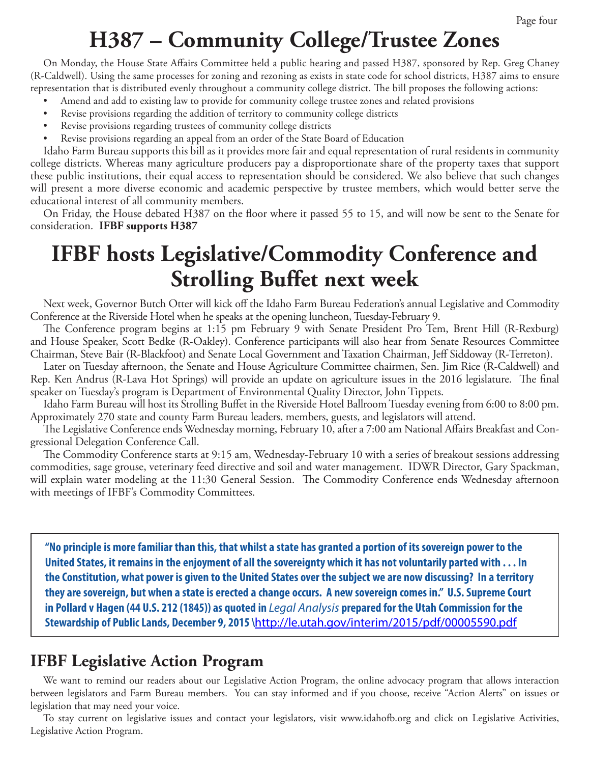# H387 – Community College/Trustee Zones

On Monday, the House State Affairs Committee held a public hearing and passed H387, sponsored by Rep. Greg Chaney (R-Caldwell). Using the same processes for zoning and rezoning as exists in state code for school districts, H387 aims to ensure representation that is distributed evenly throughout a community college district. The bill proposes the following actions:

- Amend and add to existing law to provide for community college trustee zones and related provisions
- Revise provisions regarding the addition of territory to community college districts
- Revise provisions regarding trustees of community college districts
- Revise provisions regarding an appeal from an order of the State Board of Education

Idaho Farm Bureau supports this bill as it provides more fair and equal representation of rural residents in community college districts. Whereas many agriculture producers pay a disproportionate share of the property taxes that support these public institutions, their equal access to representation should be considered. We also believe that such changes will present a more diverse economic and academic perspective by trustee members, which would better serve the educational interest of all community members.

On Friday, the House debated H387 on the floor where it passed 55 to 15, and will now be sent to the Senate for consideration. **IFBF supports H387**

# IFBF hosts Legislative/Commodity Conference and Strolling Buffet next week

Next week, Governor Butch Otter will kick off the Idaho Farm Bureau Federation's annual Legislative and Commodity Conference at the Riverside Hotel when he speaks at the opening luncheon, Tuesday-February 9.

The Conference program begins at 1:15 pm February 9 with Senate President Pro Tem, Brent Hill (R-Rexburg) and House Speaker, Scott Bedke (R-Oakley). Conference participants will also hear from Senate Resources Committee Chairman, Steve Bair (R-Blackfoot) and Senate Local Government and Taxation Chairman, Jeff Siddoway (R-Terreton).

Later on Tuesday afternoon, the Senate and House Agriculture Committee chairmen, Sen. Jim Rice (R-Caldwell) and Rep. Ken Andrus (R-Lava Hot Springs) will provide an update on agriculture issues in the 2016 legislature. The final speaker on Tuesday's program is Department of Environmental Quality Director, John Tippets.

Idaho Farm Bureau will host its Strolling Buffet in the Riverside Hotel Ballroom Tuesday evening from 6:00 to 8:00 pm. Approximately 270 state and county Farm Bureau leaders, members, guests, and legislators will attend.

The Legislative Conference ends Wednesday morning, February 10, after a 7:00 am National Affairs Breakfast and Congressional Delegation Conference Call.

The Commodity Conference starts at 9:15 am, Wednesday-February 10 with a series of breakout sessions addressing commodities, sage grouse, veterinary feed directive and soil and water management. IDWR Director, Gary Spackman, will explain water modeling at the 11:30 General Session. The Commodity Conference ends Wednesday afternoon with meetings of IFBF's Commodity Committees.

**"No principle is more familiar than this, that whilst a state has granted a portion of its sovereign power to the United States, it remains in the enjoyment of all the sovereignty which it has not voluntarily parted with . . . In the Constitution, what power is given to the United States over the subject we are now discussing? In a territory they are sovereign, but when a state is erected a change occurs. A new sovereign comes in." U.S. Supreme Court in Pollard v Hagen (44 U.S. 212 (1845)) as quoted in *Legal Analysis* prepared for the Utah Commission for the Stewardship of Public Lands, December 9, 2015** \http://le.utah.gov/interim/2015/pdf/00005590.pdf

## IFBF Legislative Action Program

We want to remind our readers about our Legislative Action Program, the online advocacy program that allows interaction between legislators and Farm Bureau members. You can stay informed and if you choose, receive "Action Alerts" on issues or legislation that may need your voice.

To stay current on legislative issues and contact your legislators, visit www.idahofb.org and click on Legislative Activities, Legislative Action Program.